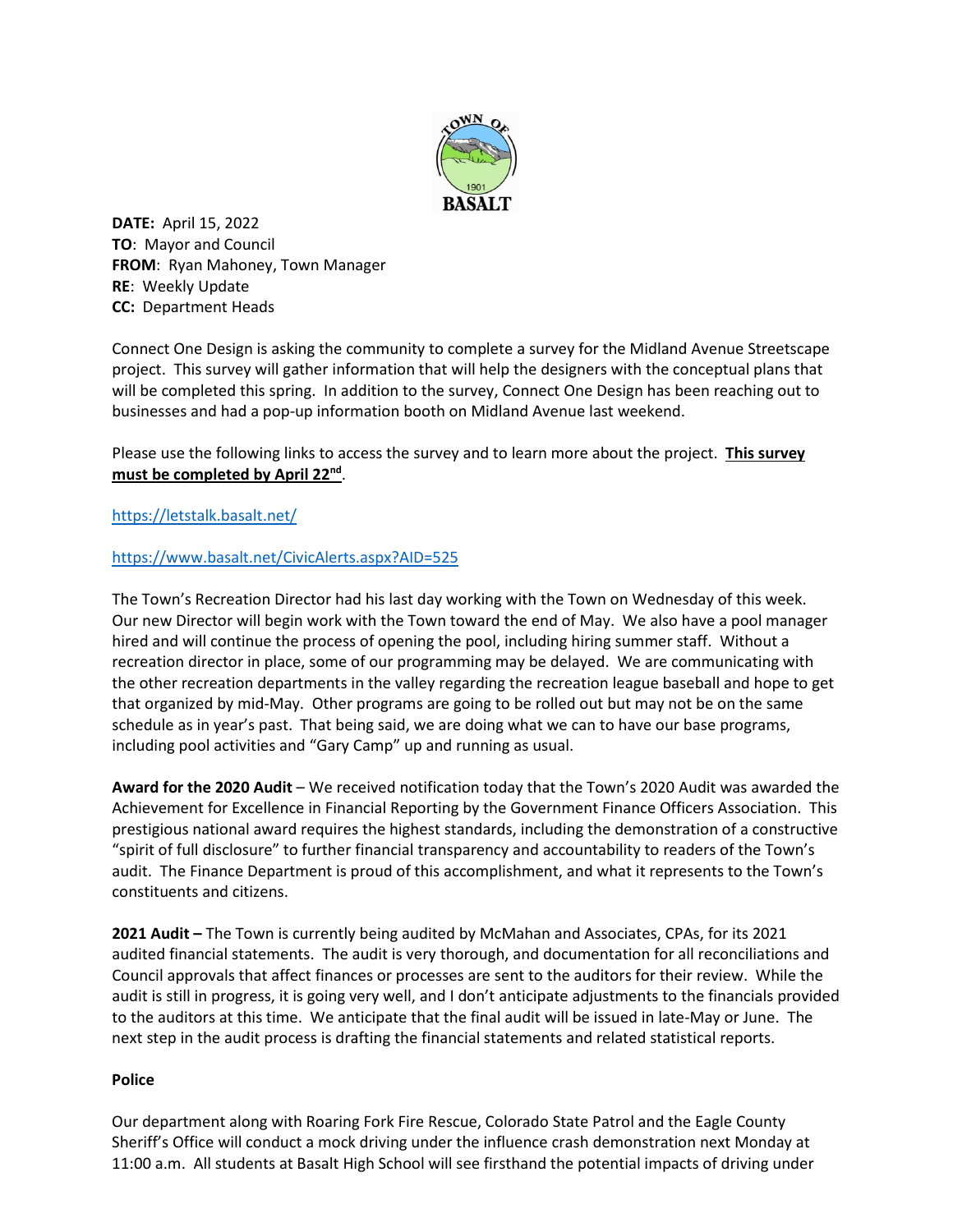**DATE:** April 15, 2022
**TO**: Mayor and Council
**FROM**: Ryan Mahoney, Town Manager
**RE**: Weekly Update
**CC:** Department Heads

Connect One Design is asking the community to complete a survey for the Midland Avenue Streetscape project. This survey will gather information that will help the designers with the conceptual plans that will be completed this spring. In addition to the survey, Connect One Design has been reaching out to businesses and had a pop-up information booth on Midland Avenue last weekend.

Please use the following links to access the survey and to learn more about the project. **This survey must be completed by April 22nd**.

https://letstalk.basalt.net/

https://www.basalt.net/CivicAlerts.aspx?AID=525

The Town's Recreation Director had his last day working with the Town on Wednesday of this week. Our new Director will begin work with the Town toward the end of May. We also have a pool manager hired and will continue the process of opening the pool, including hiring summer staff. Without a recreation director in place, some of our programming may be delayed. We are communicating with the other recreation departments in the valley regarding the recreation league baseball and hope to get that organized by mid-May. Other programs are going to be rolled out but may not be on the same schedule as in year's past. That being said, we are doing what we can to have our base programs, including pool activities and "Gary Camp" up and running as usual.

**Award for the 2020 Audit** – We received notification today that the Town's 2020 Audit was awarded the Achievement for Excellence in Financial Reporting by the Government Finance Officers Association. This prestigious national award requires the highest standards, including the demonstration of a constructive "spirit of full disclosure" to further financial transparency and accountability to readers of the Town's audit. The Finance Department is proud of this accomplishment, and what it represents to the Town's constituents and citizens.

**2021 Audit –** The Town is currently being audited by McMahan and Associates, CPAs, for its 2021 audited financial statements. The audit is very thorough, and documentation for all reconciliations and Council approvals that affect finances or processes are sent to the auditors for their review. While the audit is still in progress, it is going very well, and I don't anticipate adjustments to the financials provided to the auditors at this time. We anticipate that the final audit will be issued in late-May or June. The next step in the audit process is drafting the financial statements and related statistical reports.

**Police**

Our department along with Roaring Fork Fire Rescue, Colorado State Patrol and the Eagle County Sheriff's Office will conduct a mock driving under the influence crash demonstration next Monday at 11:00 a.m. All students at Basalt High School will see firsthand the potential impacts of driving under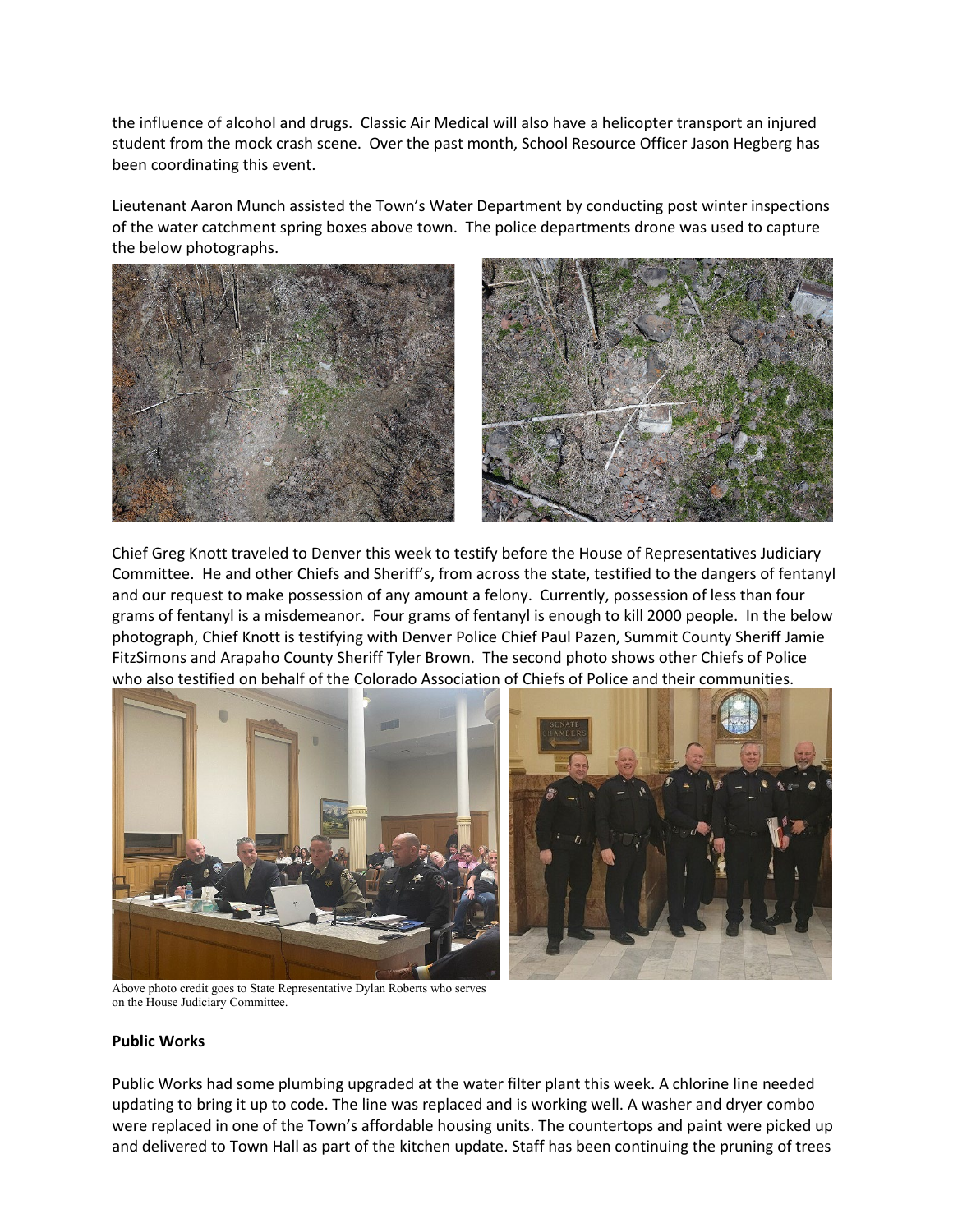the influence of alcohol and drugs. Classic Air Medical will also have a helicopter transport an injured student from the mock crash scene. Over the past month, School Resource Officer Jason Hegberg has been coordinating this event.

Lieutenant Aaron Munch assisted the Town's Water Department by conducting post winter inspections of the water catchment spring boxes above town. The police departments drone was used to capture the below photographs.

Chief Greg Knott traveled to Denver this week to testify before the House of Representatives Judiciary Committee. He and other Chiefs and Sheriff's, from across the state, testified to the dangers of fentanyl and our request to make possession of any amount a felony. Currently, possession of less than four grams of fentanyl is a misdemeanor. Four grams of fentanyl is enough to kill 2000 people. In the below photograph, Chief Knott is testifying with Denver Police Chief Paul Pazen, Summit County Sheriff Jamie FitzSimons and Arapaho County Sheriff Tyler Brown. The second photo shows other Chiefs of Police who also testified on behalf of the Colorado Association of Chiefs of Police and their communities.

Above photo credit goes to State Representative Dylan Roberts who serves on the House Judiciary Committee.

**Public Works**

Public Works had some plumbing upgraded at the water filter plant this week. A chlorine line needed updating to bring it up to code. The line was replaced and is working well. A washer and dryer combo were replaced in one of the Town's affordable housing units. The countertops and paint were picked up and delivered to Town Hall as part of the kitchen update. Staff has been continuing the pruning of trees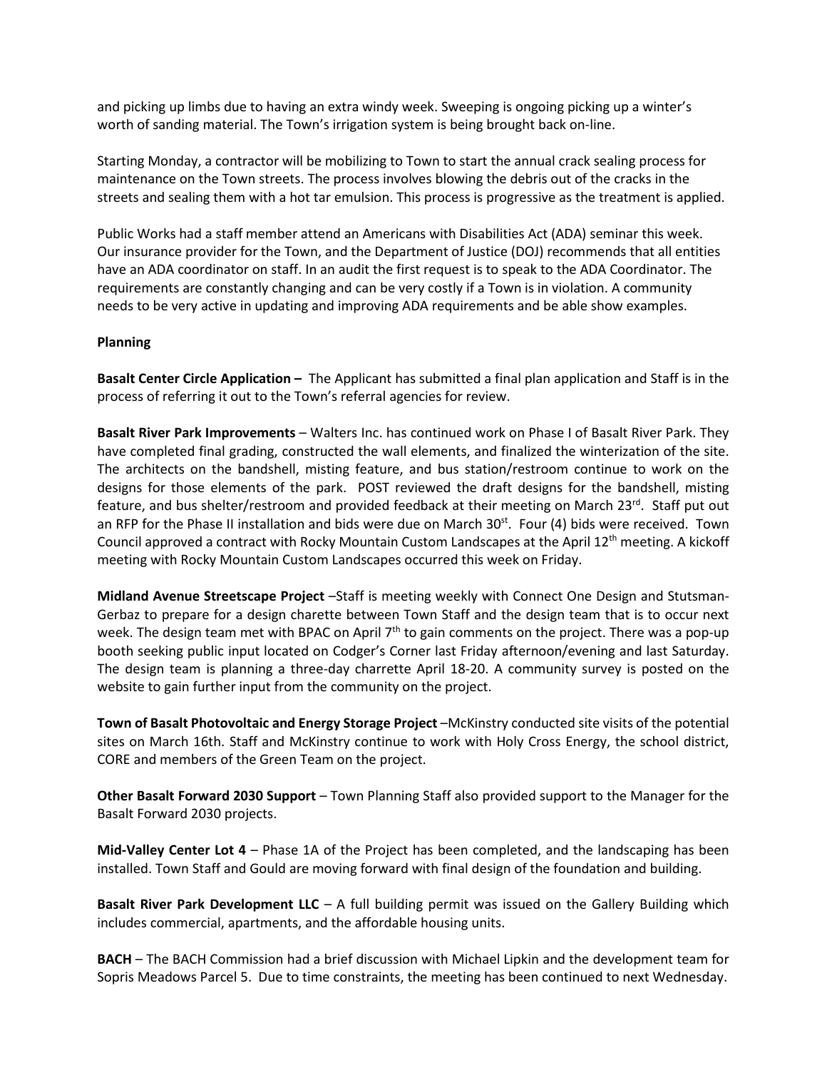and picking up limbs due to having an extra windy week. Sweeping is ongoing picking up a winter's worth of sanding material. The Town's irrigation system is being brought back on-line.

Starting Monday, a contractor will be mobilizing to Town to start the annual crack sealing process for maintenance on the Town streets. The process involves blowing the debris out of the cracks in the streets and sealing them with a hot tar emulsion. This process is progressive as the treatment is applied.

Public Works had a staff member attend an Americans with Disabilities Act (ADA) seminar this week. Our insurance provider for the Town, and the Department of Justice (DOJ) recommends that all entities have an ADA coordinator on staff. In an audit the first request is to speak to the ADA Coordinator. The requirements are constantly changing and can be very costly if a Town is in violation. A community needs to be very active in updating and improving ADA requirements and be able show examples.

**Planning**

**Basalt Center Circle Application –** The Applicant has submitted a final plan application and Staff is in the process of referring it out to the Town's referral agencies for review.

**Basalt River Park Improvements** – Walters Inc. has continued work on Phase I of Basalt River Park. They have completed final grading, constructed the wall elements, and finalized the winterization of the site. The architects on the bandshell, misting feature, and bus station/restroom continue to work on the designs for those elements of the park. POST reviewed the draft designs for the bandshell, misting feature, and bus shelter/restroom and provided feedback at their meeting on March 23rd. Staff put out an RFP for the Phase II installation and bids were due on March 30st. Four (4) bids were received. Town Council approved a contract with Rocky Mountain Custom Landscapes at the April 12th meeting. A kickoff meeting with Rocky Mountain Custom Landscapes occurred this week on Friday.

**Midland Avenue Streetscape Project** –Staff is meeting weekly with Connect One Design and Stutsman-Gerbaz to prepare for a design charette between Town Staff and the design team that is to occur next week. The design team met with BPAC on April 7th to gain comments on the project. There was a pop-up booth seeking public input located on Codger's Corner last Friday afternoon/evening and last Saturday. The design team is planning a three-day charrette April 18-20. A community survey is posted on the website to gain further input from the community on the project.

**Town of Basalt Photovoltaic and Energy Storage Project** –McKinstry conducted site visits of the potential sites on March 16th. Staff and McKinstry continue to work with Holy Cross Energy, the school district, CORE and members of the Green Team on the project.

**Other Basalt Forward 2030 Support** – Town Planning Staff also provided support to the Manager for the Basalt Forward 2030 projects.

**Mid-Valley Center Lot 4** – Phase 1A of the Project has been completed, and the landscaping has been installed. Town Staff and Gould are moving forward with final design of the foundation and building.

**Basalt River Park Development LLC** – A full building permit was issued on the Gallery Building which includes commercial, apartments, and the affordable housing units.

**BACH** – The BACH Commission had a brief discussion with Michael Lipkin and the development team for Sopris Meadows Parcel 5. Due to time constraints, the meeting has been continued to next Wednesday.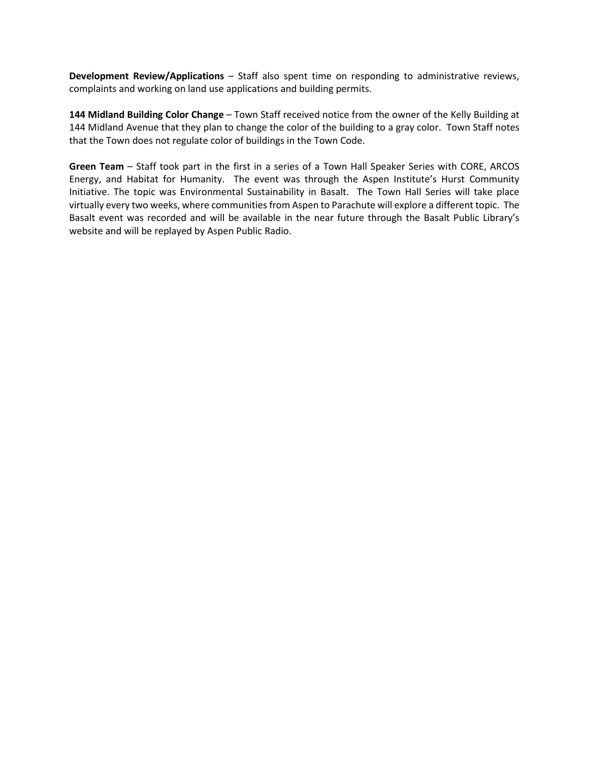**Development Review/Applications** – Staff also spent time on responding to administrative reviews, complaints and working on land use applications and building permits.

**144 Midland Building Color Change** – Town Staff received notice from the owner of the Kelly Building at 144 Midland Avenue that they plan to change the color of the building to a gray color. Town Staff notes that the Town does not regulate color of buildings in the Town Code.

**Green Team** – Staff took part in the first in a series of a Town Hall Speaker Series with CORE, ARCOS Energy, and Habitat for Humanity. The event was through the Aspen Institute's Hurst Community Initiative. The topic was Environmental Sustainability in Basalt. The Town Hall Series will take place virtually every two weeks, where communities from Aspen to Parachute will explore a different topic. The Basalt event was recorded and will be available in the near future through the Basalt Public Library's website and will be replayed by Aspen Public Radio.